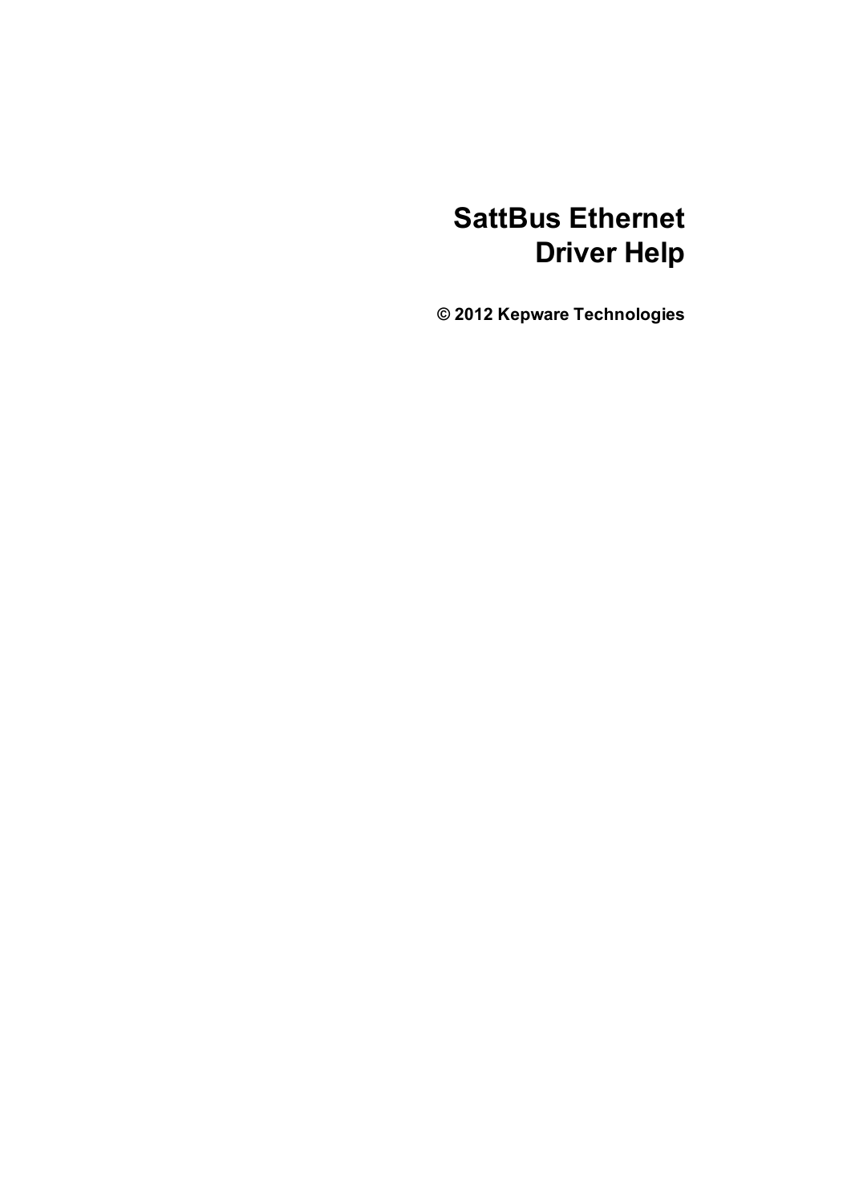# SattBus Ethernet Driver Help

**© 2012 Kepware Technologies**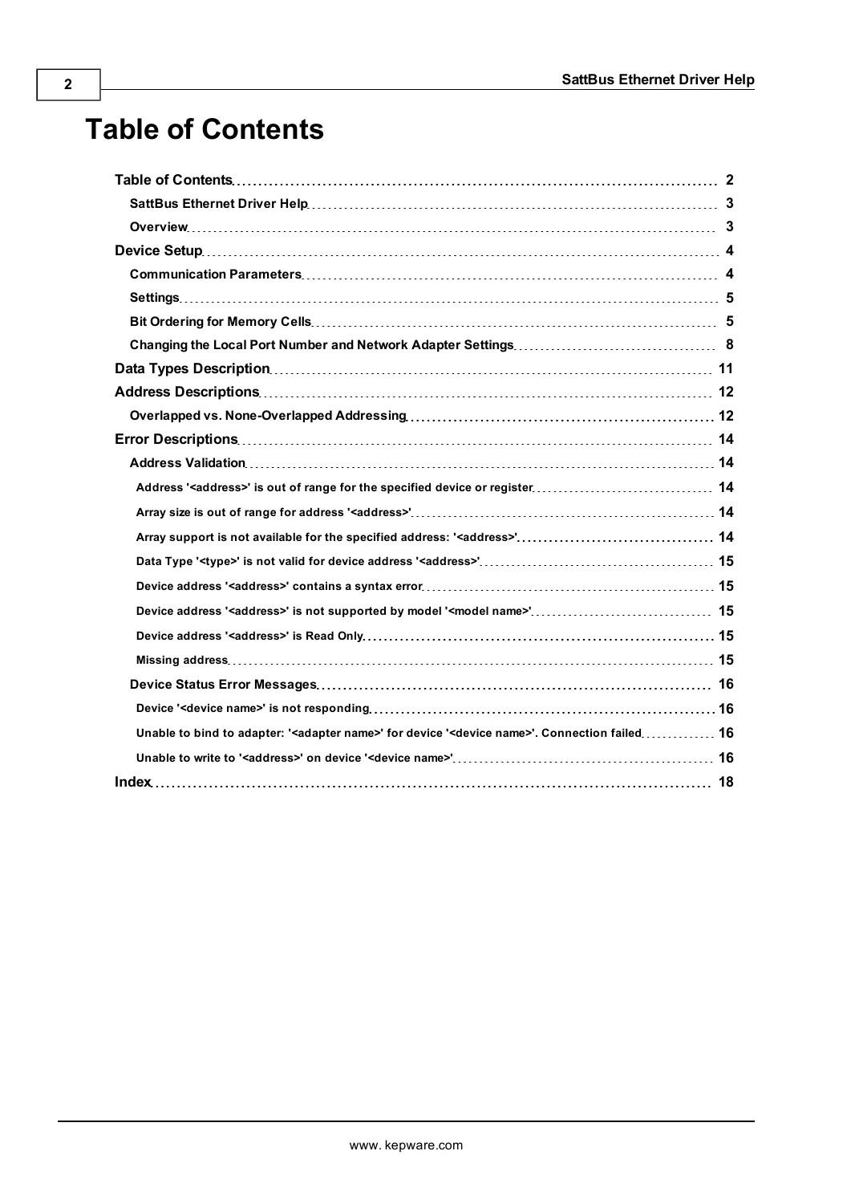# Table of Contents

- **Table of Contents** 2
  - **SattBus Ethernet Driver Help** 3
  - **Overview** 3
- **Device Setup** 4
  - **Communication Parameters** 4
  - **Settings** 5
  - **Bit Ordering for Memory Cells** 5
  - **Changing the Local Port Number and Network Adapter Settings** 8
- **Data Types Description** 11
- **Address Descriptions** 12
  - **Overlapped vs. None-Overlapped Addressing** 12
- **Error Descriptions** 14
  - **Address Validation** 14
    - **Address '<address>' is out of range for the specified device or register** 14
    - **Array size is out of range for address '<address>'** 14
    - **Array support is not available for the specified address: '<address>'** 14
    - **Data Type '<type>' is not valid for device address '<address>'** 15
    - **Device address '<address>' contains a syntax error** 15
    - **Device address '<address>' is not supported by model '<model name>'** 15
    - **Device address '<address>' is Read Only** 15
    - **Missing address** 15
  - **Device Status Error Messages** 16
    - **Device '<device name>' is not responding** 16
    - **Unable to bind to adapter: '<adapter name>' for device '<device name>'. Connection failed** 16
    - **Unable to write to '<address>' on device '<device name>'** 16
- **Index** 18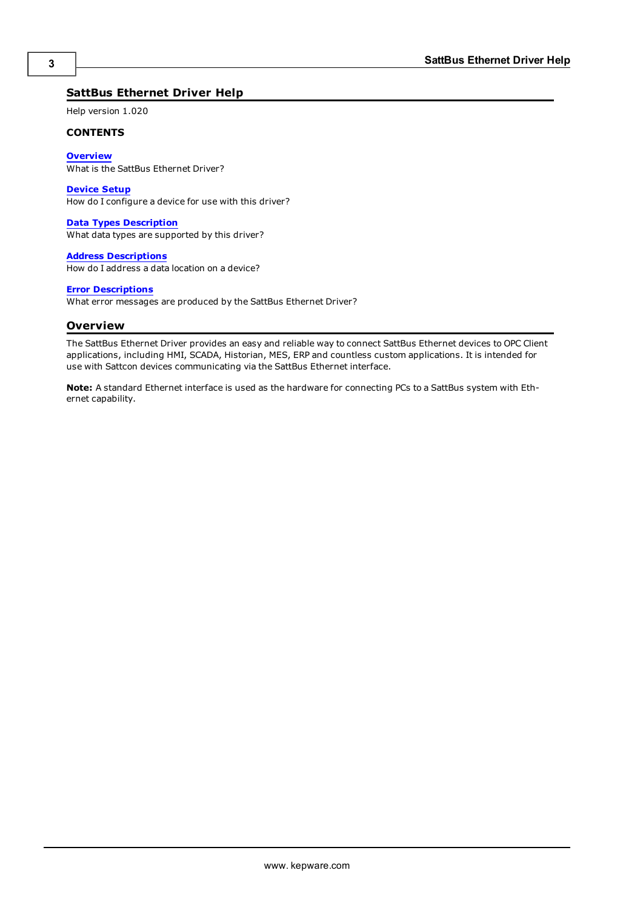# SattBus Ethernet Driver Help

Help version 1.020

**CONTENTS**

**Overview**
What is the SattBus Ethernet Driver?

**Device Setup**
How do I configure a device for use with this driver?

**Data Types Description**
What data types are supported by this driver?

**Address Descriptions**
How do I address a data location on a device?

**Error Descriptions**
What error messages are produced by the SattBus Ethernet Driver?

## Overview

The SattBus Ethernet Driver provides an easy and reliable way to connect SattBus Ethernet devices to OPC Client applications, including HMI, SCADA, Historian, MES, ERP and countless custom applications. It is intended for use with Sattcon devices communicating via the SattBus Ethernet interface.

**Note:** A standard Ethernet interface is used as the hardware for connecting PCs to a SattBus system with Ethernet capability.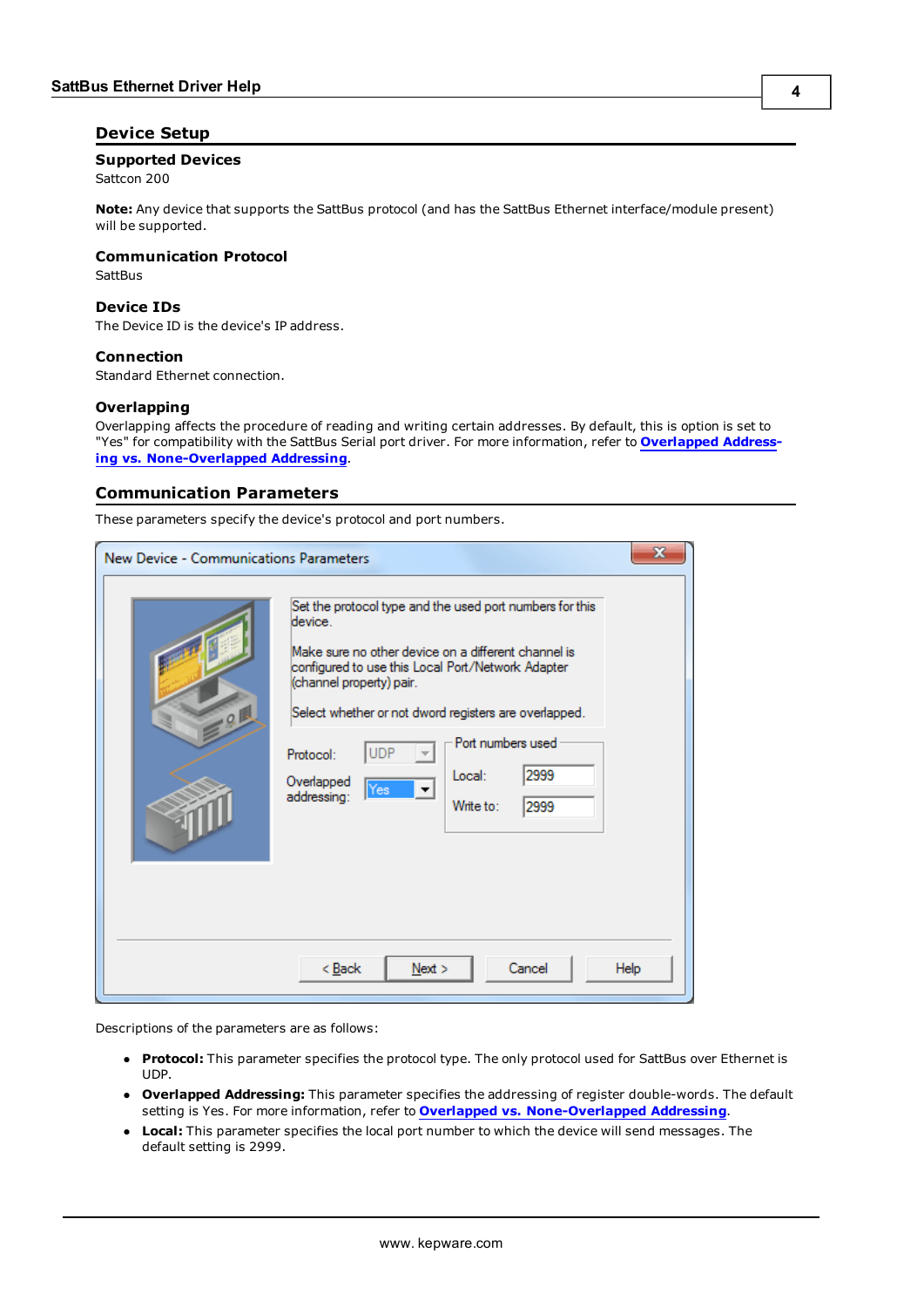# Device Setup

### Supported Devices

Sattcon 200

**Note:** Any device that supports the SattBus protocol (and has the SattBus Ethernet interface/module present) will be supported.

### Communication Protocol

SattBus

### Device IDs

The Device ID is the device's IP address.

### Connection

Standard Ethernet connection.

### Overlapping

Overlapping affects the procedure of reading and writing certain addresses. By default, this is option is set to "Yes" for compatibility with the SattBus Serial port driver. For more information, refer to **Overlapped Addressing vs. None-Overlapped Addressing**.

## Communication Parameters

These parameters specify the device's protocol and port numbers.

Descriptions of the parameters are as follows:

- **Protocol:** This parameter specifies the protocol type. The only protocol used for SattBus over Ethernet is UDP.
- **Overlapped Addressing:** This parameter specifies the addressing of register double-words. The default setting is Yes. For more information, refer to **Overlapped vs. None-Overlapped Addressing**.
- **Local:** This parameter specifies the local port number to which the device will send messages. The default setting is 2999.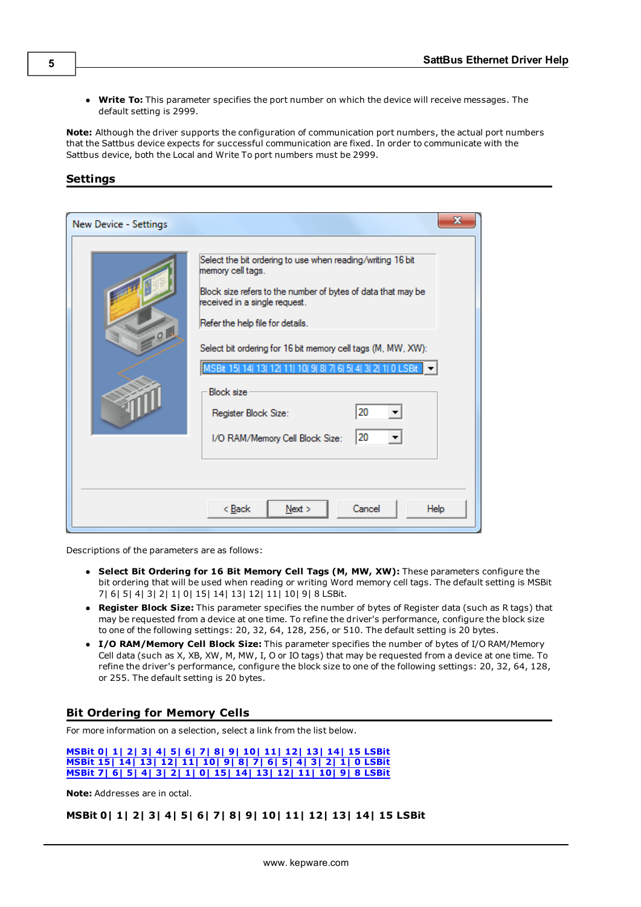- **Write To:** This parameter specifies the port number on which the device will receive messages. The default setting is 2999.

**Note:** Although the driver supports the configuration of communication port numbers, the actual port numbers that the Sattbus device expects for successful communication are fixed. In order to communicate with the Sattbus device, both the Local and Write To port numbers must be 2999.

## Settings

Descriptions of the parameters are as follows:

- **Select Bit Ordering for 16 Bit Memory Cell Tags (M, MW, XW):** These parameters configure the bit ordering that will be used when reading or writing Word memory cell tags. The default setting is MSBit 7| 6| 5| 4| 3| 2| 1| 0| 15| 14| 13| 12| 11| 10| 9| 8 LSBit.
- **Register Block Size:** This parameter specifies the number of bytes of Register data (such as R tags) that may be requested from a device at one time. To refine the driver's performance, configure the block size to one of the following settings: 20, 32, 64, 128, 256, or 510. The default setting is 20 bytes.
- **I/O RAM/Memory Cell Block Size:** This parameter specifies the number of bytes of I/O RAM/Memory Cell data (such as X, XB, XW, M, MW, I, O or IO tags) that may be requested from a device at one time. To refine the driver's performance, configure the block size to one of the following settings: 20, 32, 64, 128, or 255. The default setting is 20 bytes.

## Bit Ordering for Memory Cells

For more information on a selection, select a link from the list below.

**MSBit 0| 1| 2| 3| 4| 5| 6| 7| 8| 9| 10| 11| 12| 13| 14| 15 LSBit**
**MSBit 15| 14| 13| 12| 11| 10| 9| 8| 7| 6| 5| 4| 3| 2| 1| 0 LSBit**
**MSBit 7| 6| 5| 4| 3| 2| 1| 0| 15| 14| 13| 12| 11| 10| 9| 8 LSBit**

**Note:** Addresses are in octal.

### MSBit 0| 1| 2| 3| 4| 5| 6| 7| 8| 9| 10| 11| 12| 13| 14| 15 LSBit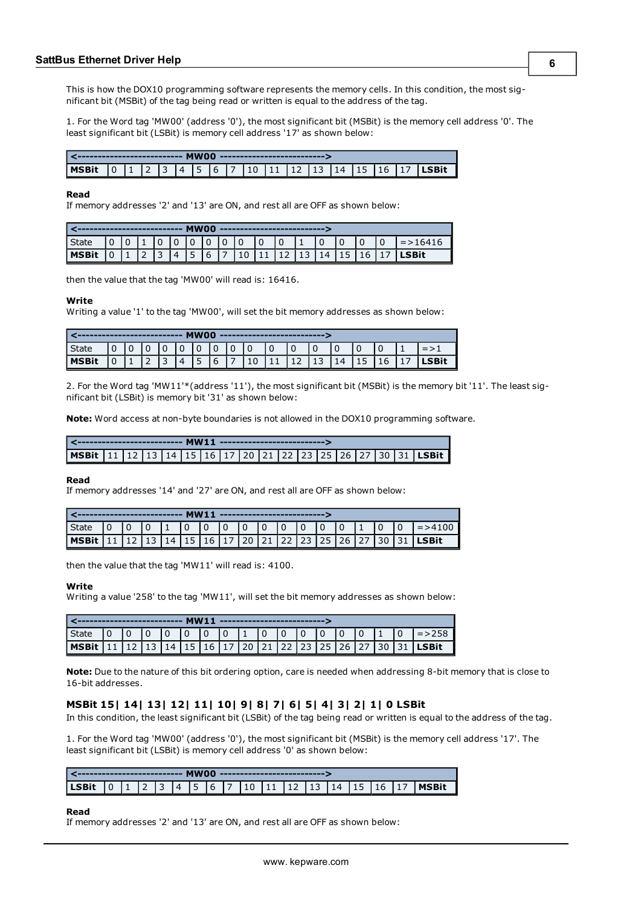This is how the DOX10 programming software represents the memory cells. In this condition, the most significant bit (MSBit) of the tag being read or written is equal to the address of the tag.

1. For the Word tag 'MW00' (address '0'), the most significant bit (MSBit) is the memory cell address '0'. The least significant bit (LSBit) is memory cell address '17' as shown below:

| <------------------------- MW00 -------------------------> | | | | | | | | | | | | | | | | | |
|---|---|---|---|---|---|---|---|---|---|---|---|---|---|---|---|---|---|
| **MSBit** | 0 | 1 | 2 | 3 | 4 | 5 | 6 | 7 | 10 | 11 | 12 | 13 | 14 | 15 | 16 | 17 | **LSBit** |

**Read**
If memory addresses '2' and '13' are ON, and rest all are OFF as shown below:

| <------------------------- MW00 -------------------------> | | | | | | | | | | | | | | | | | |
|---|---|---|---|---|---|---|---|---|---|---|---|---|---|---|---|---|---|
| State | 0 | 0 | 1 | 0 | 0 | 0 | 0 | 0 | 0 | 0 | 0 | 1 | 0 | 0 | 0 | 0 | =>16416 |
| **MSBit** | 0 | 1 | 2 | 3 | 4 | 5 | 6 | 7 | 10 | 11 | 12 | 13 | 14 | 15 | 16 | 17 | **LSBit** |

then the value that the tag 'MW00' will read is: 16416.

**Write**
Writing a value '1' to the tag 'MW00', will set the bit memory addresses as shown below:

| <------------------------- MW00 -------------------------> | | | | | | | | | | | | | | | | | |
|---|---|---|---|---|---|---|---|---|---|---|---|---|---|---|---|---|---|
| State | 0 | 0 | 0 | 0 | 0 | 0 | 0 | 0 | 0 | 0 | 0 | 0 | 0 | 0 | 0 | 1 | =>1 |
| **MSBit** | 0 | 1 | 2 | 3 | 4 | 5 | 6 | 7 | 10 | 11 | 12 | 13 | 14 | 15 | 16 | 17 | **LSBit** |

2. For the Word tag 'MW11'*(address '11'), the most significant bit (MSBit) is the memory bit '11'. The least significant bit (LSBit) is memory bit '31' as shown below:

**Note:** Word access at non-byte boundaries is not allowed in the DOX10 programming software.

| <------------------------- MW11 -------------------------> | | | | | | | | | | | | | | | | | |
|---|---|---|---|---|---|---|---|---|---|---|---|---|---|---|---|---|---|
| **MSBit** | 11 | 12 | 13 | 14 | 15 | 16 | 17 | 20 | 21 | 22 | 23 | 25 | 26 | 27 | 30 | 31 | **LSBit** |

**Read**
If memory addresses '14' and '27' are ON, and rest all are OFF as shown below:

| <------------------------- MW11 -------------------------> | | | | | | | | | | | | | | | | | |
|---|---|---|---|---|---|---|---|---|---|---|---|---|---|---|---|---|---|
| State | 0 | 0 | 0 | 1 | 0 | 0 | 0 | 0 | 0 | 0 | 0 | 0 | 0 | 1 | 0 | 0 | =>4100 |
| **MSBit** | 11 | 12 | 13 | 14 | 15 | 16 | 17 | 20 | 21 | 22 | 23 | 25 | 26 | 27 | 30 | 31 | **LSBit** |

then the value that the tag 'MW11' will read is: 4100.

**Write**
Writing a value '258' to the tag 'MW11', will set the bit memory addresses as shown below:

| <------------------------- MW11 -------------------------> | | | | | | | | | | | | | | | | | |
|---|---|---|---|---|---|---|---|---|---|---|---|---|---|---|---|---|---|
| State | 0 | 0 | 0 | 0 | 0 | 0 | 0 | 1 | 0 | 0 | 0 | 0 | 0 | 0 | 1 | 0 | =>258 |
| **MSBit** | 11 | 12 | 13 | 14 | 15 | 16 | 17 | 20 | 21 | 22 | 23 | 25 | 26 | 27 | 30 | 31 | **LSBit** |

**Note:** Due to the nature of this bit ordering option, care is needed when addressing 8-bit memory that is close to 16-bit addresses.

### MSBit 15| 14| 13| 12| 11| 10| 9| 8| 7| 6| 5| 4| 3| 2| 1| 0 LSBit

In this condition, the least significant bit (LSBit) of the tag being read or written is equal to the address of the tag.

1. For the Word tag 'MW00' (address '0'), the most significant bit (MSBit) is the memory cell address '17'. The least significant bit (LSBit) is memory cell address '0' as shown below:

| <------------------------- MW00 -------------------------> | | | | | | | | | | | | | | | | | |
|---|---|---|---|---|---|---|---|---|---|---|---|---|---|---|---|---|---|
| **LSBit** | 0 | 1 | 2 | 3 | 4 | 5 | 6 | 7 | 10 | 11 | 12 | 13 | 14 | 15 | 16 | 17 | **MSBit** |

**Read**
If memory addresses '2' and '13' are ON, and rest all are OFF as shown below: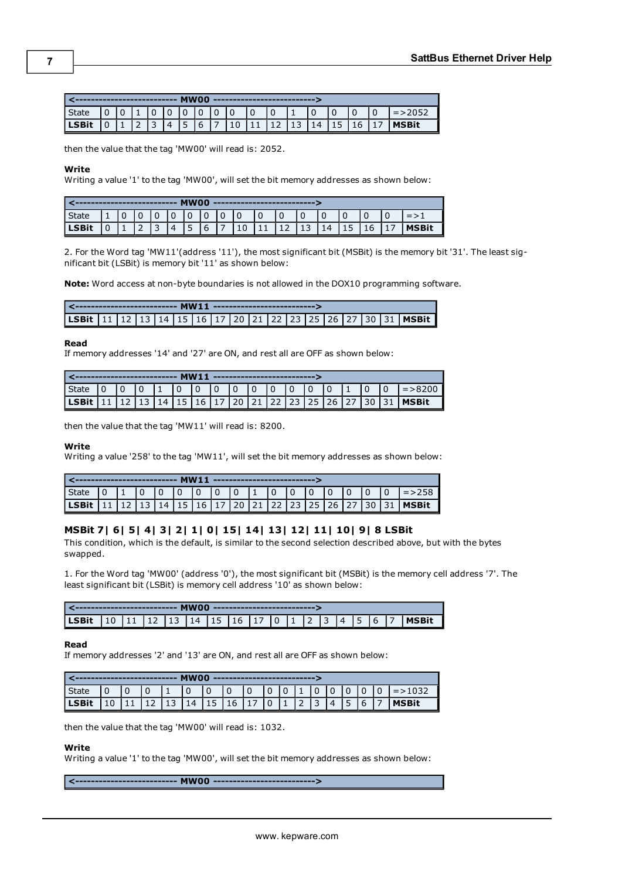| <------------------------- MW00 -------------------------> | | | | | | | | | | | | | | | | | |
|---|---|---|---|---|---|---|---|---|---|---|---|---|---|---|---|---|---|
| State | 0 | 0 | 1 | 0 | 0 | 0 | 0 | 0 | 0 | 0 | 0 | 1 | 0 | 0 | 0 | 0 | =>2052 |
| **LSBit** | 0 | 1 | 2 | 3 | 4 | 5 | 6 | 7 | 10 | 11 | 12 | 13 | 14 | 15 | 16 | 17 | **MSBit** |

then the value that the tag 'MW00' will read is: 2052.

**Write**
Writing a value '1' to the tag 'MW00', will set the bit memory addresses as shown below:

| <------------------------- MW00 -------------------------> | | | | | | | | | | | | | | | | | |
|---|---|---|---|---|---|---|---|---|---|---|---|---|---|---|---|---|---|
| State | 1 | 0 | 0 | 0 | 0 | 0 | 0 | 0 | 0 | 0 | 0 | 0 | 0 | 0 | 0 | 0 | =>1 |
| **LSBit** | 0 | 1 | 2 | 3 | 4 | 5 | 6 | 7 | 10 | 11 | 12 | 13 | 14 | 15 | 16 | 17 | **MSBit** |

2. For the Word tag 'MW11'(address '11'), the most significant bit (MSBit) is the memory bit '31'. The least significant bit (LSBit) is memory bit '11' as shown below:

**Note:** Word access at non-byte boundaries is not allowed in the DOX10 programming software.

| <------------------------- MW11 -------------------------> | | | | | | | | | | | | | | | | | |
|---|---|---|---|---|---|---|---|---|---|---|---|---|---|---|---|---|---|
| **LSBit** | 11 | 12 | 13 | 14 | 15 | 16 | 17 | 20 | 21 | 22 | 23 | 25 | 26 | 27 | 30 | 31 | **MSBit** |

**Read**
If memory addresses '14' and '27' are ON, and rest all are OFF as shown below:

| <------------------------- MW11 -------------------------> | | | | | | | | | | | | | | | | | |
|---|---|---|---|---|---|---|---|---|---|---|---|---|---|---|---|---|---|
| State | 0 | 0 | 0 | 1 | 0 | 0 | 0 | 0 | 0 | 0 | 0 | 0 | 0 | 1 | 0 | 0 | =>8200 |
| **LSBit** | 11 | 12 | 13 | 14 | 15 | 16 | 17 | 20 | 21 | 22 | 23 | 25 | 26 | 27 | 30 | 31 | **MSBit** |

then the value that the tag 'MW11' will read is: 8200.

**Write**
Writing a value '258' to the tag 'MW11', will set the bit memory addresses as shown below:

| <------------------------- MW11 -------------------------> | | | | | | | | | | | | | | | | | |
|---|---|---|---|---|---|---|---|---|---|---|---|---|---|---|---|---|---|
| State | 0 | 1 | 0 | 0 | 0 | 0 | 0 | 0 | 1 | 0 | 0 | 0 | 0 | 0 | 0 | 0 | =>258 |
| **LSBit** | 11 | 12 | 13 | 14 | 15 | 16 | 17 | 20 | 21 | 22 | 23 | 25 | 26 | 27 | 30 | 31 | **MSBit** |

### MSBit 7| 6| 5| 4| 3| 2| 1| 0| 15| 14| 13| 12| 11| 10| 9| 8 LSBit

This condition, which is the default, is similar to the second selection described above, but with the bytes swapped.

1. For the Word tag 'MW00' (address '0'), the most significant bit (MSBit) is the memory cell address '7'. The least significant bit (LSBit) is memory cell address '10' as shown below:

| <------------------------- MW00 -------------------------> | | | | | | | | | | | | | | | | | |
|---|---|---|---|---|---|---|---|---|---|---|---|---|---|---|---|---|---|
| **LSBit** | 10 | 11 | 12 | 13 | 14 | 15 | 16 | 17 | 0 | 1 | 2 | 3 | 4 | 5 | 6 | 7 | **MSBit** |

**Read**
If memory addresses '2' and '13' are ON, and rest all are OFF as shown below:

| <------------------------- MW00 -------------------------> | | | | | | | | | | | | | | | | | |
|---|---|---|---|---|---|---|---|---|---|---|---|---|---|---|---|---|---|
| State | 0 | 0 | 0 | 1 | 0 | 0 | 0 | 0 | 0 | 1 | 0 | 0 | 0 | 0 | 0 | 0 | =>1032 |
| **LSBit** | 10 | 11 | 12 | 13 | 14 | 15 | 16 | 17 | 0 | 1 | 2 | 3 | 4 | 5 | 6 | 7 | **MSBit** |

then the value that the tag 'MW00' will read is: 1032.

**Write**
Writing a value '1' to the tag 'MW00', will set the bit memory addresses as shown below:

| <------------------------- MW00 -------------------------> |
|---|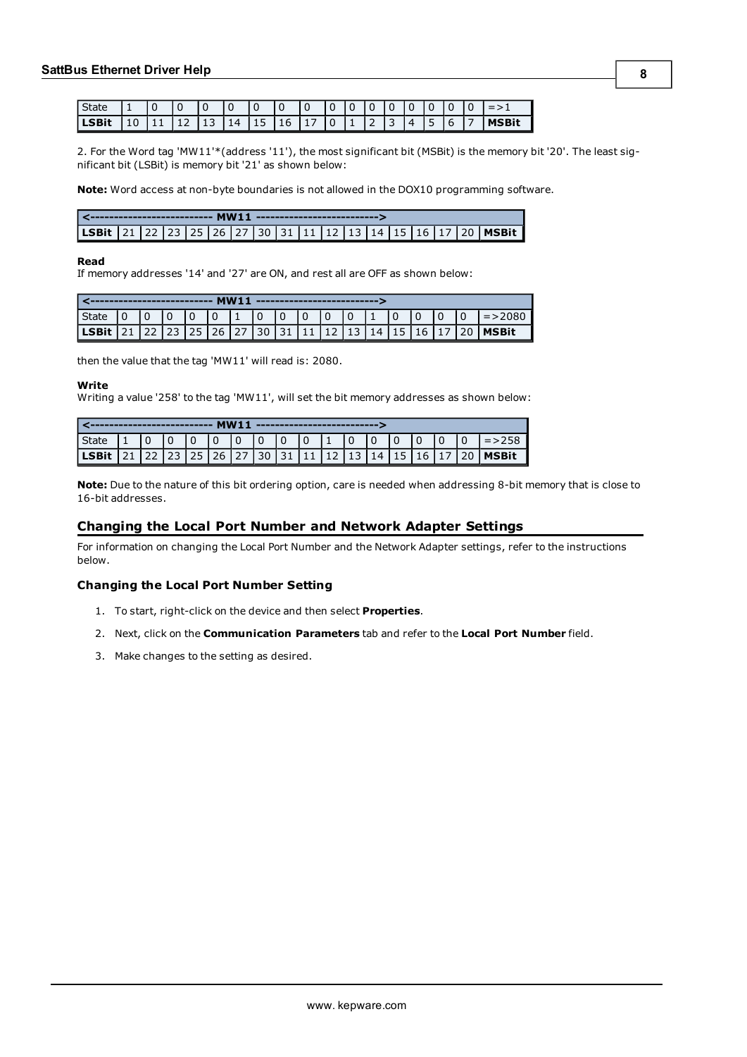| State | 1 | 0 | 0 | 0 | 0 | 0 | 0 | 0 | 0 | 0 | 0 | 0 | 0 | 0 | 0 | 0 | =>1 |
|---|---|---|---|---|---|---|---|---|---|---|---|---|---|---|---|---|---|
| **LSBit** | 10 | 11 | 12 | 13 | 14 | 15 | 16 | 17 | 0 | 1 | 2 | 3 | 4 | 5 | 6 | 7 | **MSBit** |

2. For the Word tag 'MW11'*(address '11'), the most significant bit (MSBit) is the memory bit '20'. The least significant bit (LSBit) is memory bit '21' as shown below:

**Note:** Word access at non-byte boundaries is not allowed in the DOX10 programming software.

| <------------------------- MW11 -------------------------> | | | | | | | | | | | | | | | | | |
|---|---|---|---|---|---|---|---|---|---|---|---|---|---|---|---|---|---|
| **LSBit** | 21 | 22 | 23 | 25 | 26 | 27 | 30 | 31 | 11 | 12 | 13 | 14 | 15 | 16 | 17 | 20 | **MSBit** |

**Read**
If memory addresses '14' and '27' are ON, and rest all are OFF as shown below:

| <------------------------- MW11 -------------------------> | | | | | | | | | | | | | | | | | |
|---|---|---|---|---|---|---|---|---|---|---|---|---|---|---|---|---|---|
| State | 0 | 0 | 0 | 0 | 0 | 1 | 0 | 0 | 0 | 0 | 0 | 1 | 0 | 0 | 0 | 0 | =>2080 |
| **LSBit** | 21 | 22 | 23 | 25 | 26 | 27 | 30 | 31 | 11 | 12 | 13 | 14 | 15 | 16 | 17 | 20 | **MSBit** |

then the value that the tag 'MW11' will read is: 2080.

**Write**
Writing a value '258' to the tag 'MW11', will set the bit memory addresses as shown below:

| <------------------------- MW11 -------------------------> | | | | | | | | | | | | | | | | | |
|---|---|---|---|---|---|---|---|---|---|---|---|---|---|---|---|---|---|
| State | 1 | 0 | 0 | 0 | 0 | 0 | 0 | 0 | 0 | 1 | 0 | 0 | 0 | 0 | 0 | 0 | =>258 |
| **LSBit** | 21 | 22 | 23 | 25 | 26 | 27 | 30 | 31 | 11 | 12 | 13 | 14 | 15 | 16 | 17 | 20 | **MSBit** |

**Note:** Due to the nature of this bit ordering option, care is needed when addressing 8-bit memory that is close to 16-bit addresses.

## Changing the Local Port Number and Network Adapter Settings

For information on changing the Local Port Number and the Network Adapter settings, refer to the instructions below.

### Changing the Local Port Number Setting

1. To start, right-click on the device and then select **Properties**.
2. Next, click on the **Communication Parameters** tab and refer to the **Local Port Number** field.
3. Make changes to the setting as desired.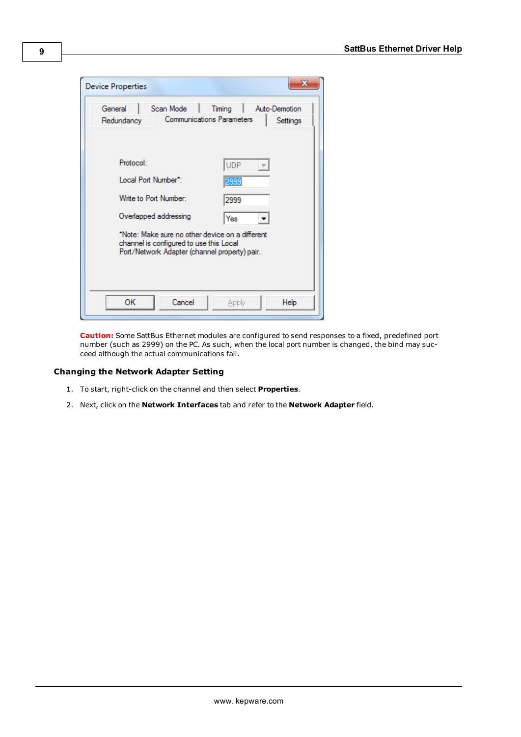**Caution:** Some SattBus Ethernet modules are configured to send responses to a fixed, predefined port number (such as 2999) on the PC. As such, when the local port number is changed, the bind may succeed although the actual communications fail.

### Changing the Network Adapter Setting

1. To start, right-click on the channel and then select **Properties**.
2. Next, click on the **Network Interfaces** tab and refer to the **Network Adapter** field.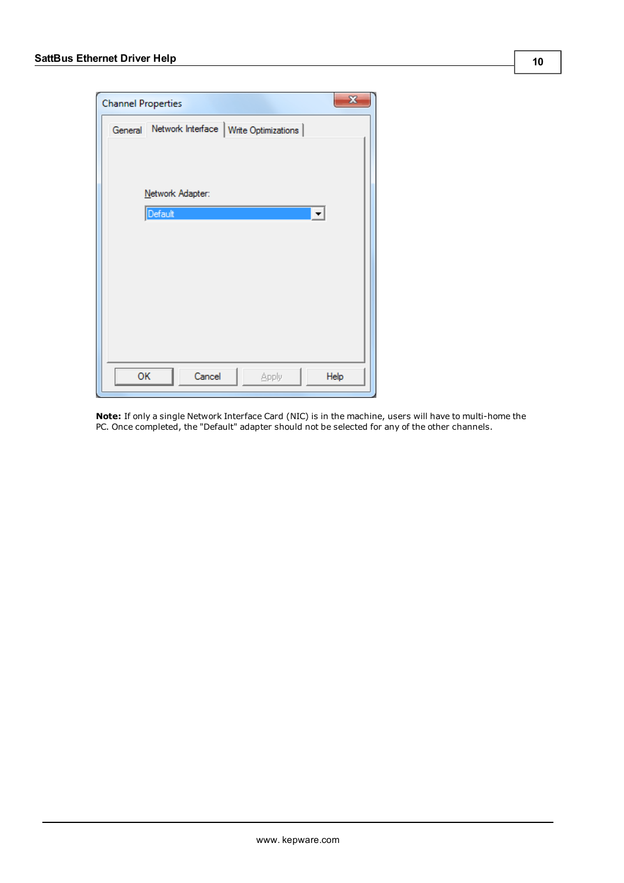**Note:** If only a single Network Interface Card (NIC) is in the machine, users will have to multi-home the PC. Once completed, the "Default" adapter should not be selected for any of the other channels.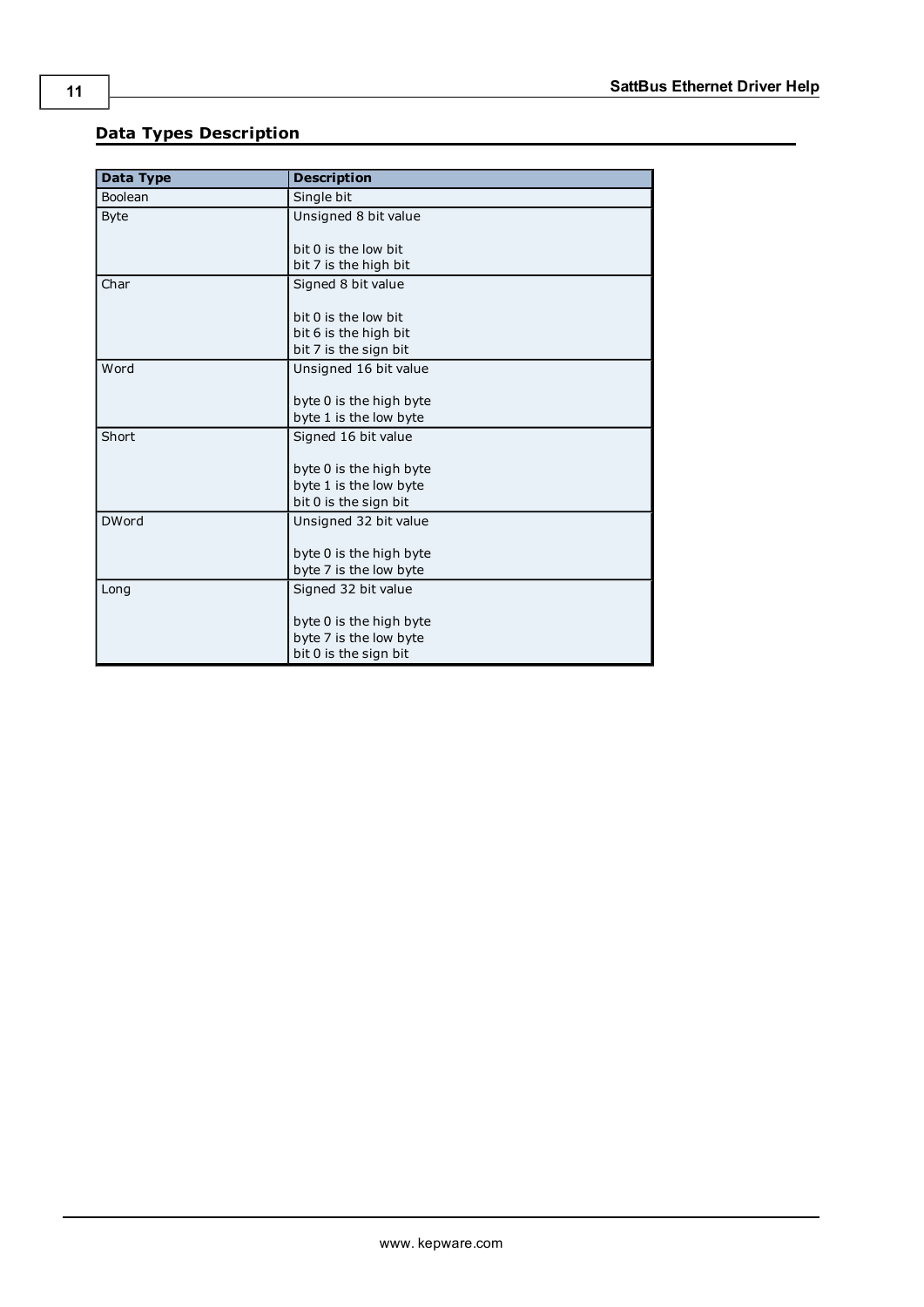## Data Types Description

| Data Type | Description |
| --- | --- |
| Boolean | Single bit |
| Byte | Unsigned 8 bit value<br><br>bit 0 is the low bit<br>bit 7 is the high bit |
| Char | Signed 8 bit value<br><br>bit 0 is the low bit<br>bit 6 is the high bit<br>bit 7 is the sign bit |
| Word | Unsigned 16 bit value<br><br>byte 0 is the high byte<br>byte 1 is the low byte |
| Short | Signed 16 bit value<br><br>byte 0 is the high byte<br>byte 1 is the low byte<br>bit 0 is the sign bit |
| DWord | Unsigned 32 bit value<br><br>byte 0 is the high byte<br>byte 7 is the low byte |
| Long | Signed 32 bit value<br><br>byte 0 is the high byte<br>byte 7 is the low byte<br>bit 0 is the sign bit |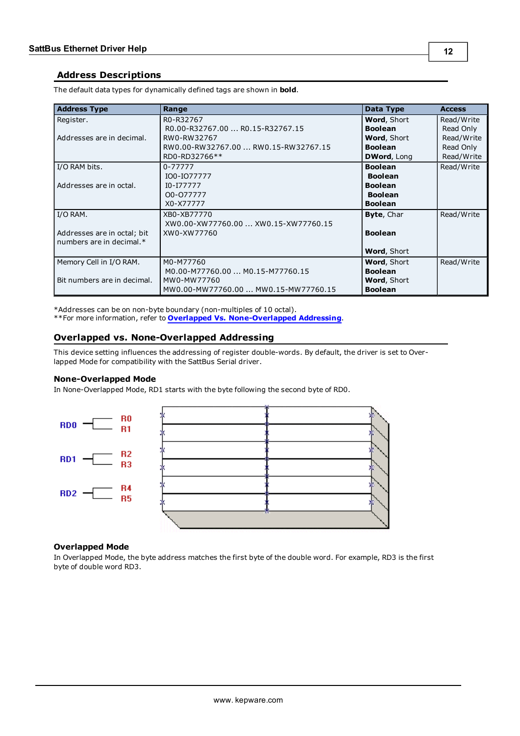## Address Descriptions

The default data types for dynamically defined tags are shown in **bold**.

| Address Type | Range | Data Type | Access |
|---|---|---|---|
| Register.<br><br>Addresses are in decimal. | R0-R32767<br>R0.00-R32767.00 ... R0.15-R32767.15<br>RW0-RW32767<br>RW0.00-RW32767.00 ... RW0.15-RW32767.15<br>RD0-RD32766** | **Word**, Short<br>**Boolean**<br>**Word**, Short<br>**Boolean**<br>**DWord**, Long | Read/Write<br>Read Only<br>Read/Write<br>Read Only<br>Read/Write |
| I/O RAM bits.<br><br>Addresses are in octal. | 0-77777<br>IO0-IO77777<br>I0-I77777<br>O0-O77777<br>X0-X77777 | **Boolean**<br>**Boolean**<br>**Boolean**<br>**Boolean**<br>**Boolean** | Read/Write |
| I/O RAM.<br><br>Addresses are in octal; bit numbers are in decimal.* | XB0-XB77770<br>XW0.00-XW77760.00 ... XW0.15-XW77760.15<br>XW0-XW77760 | **Byte**, Char<br><br>**Boolean**<br><br>**Word**, Short | Read/Write |
| Memory Cell in I/O RAM.<br><br>Bit numbers are in decimal. | M0-M77760<br>M0.00-M77760.00 ... M0.15-M77760.15<br>MW0-MW77760<br>MW0.00-MW77760.00 ... MW0.15-MW77760.15 | **Word**, Short<br>**Boolean**<br>**Word**, Short<br>**Boolean** | Read/Write |

*Addresses can be on non-byte boundary (non-multiples of 10 octal).
**For more information, refer to **Overlapped Vs. None-Overlapped Addressing**.

## Overlapped vs. None-Overlapped Addressing

This device setting influences the addressing of register double-words. By default, the driver is set to Overlapped Mode for compatibility with the SattBus Serial driver.

### None-Overlapped Mode

In None-Overlapped Mode, RD1 starts with the byte following the second byte of RD0.

### Overlapped Mode

In Overlapped Mode, the byte address matches the first byte of the double word. For example, RD3 is the first byte of double word RD3.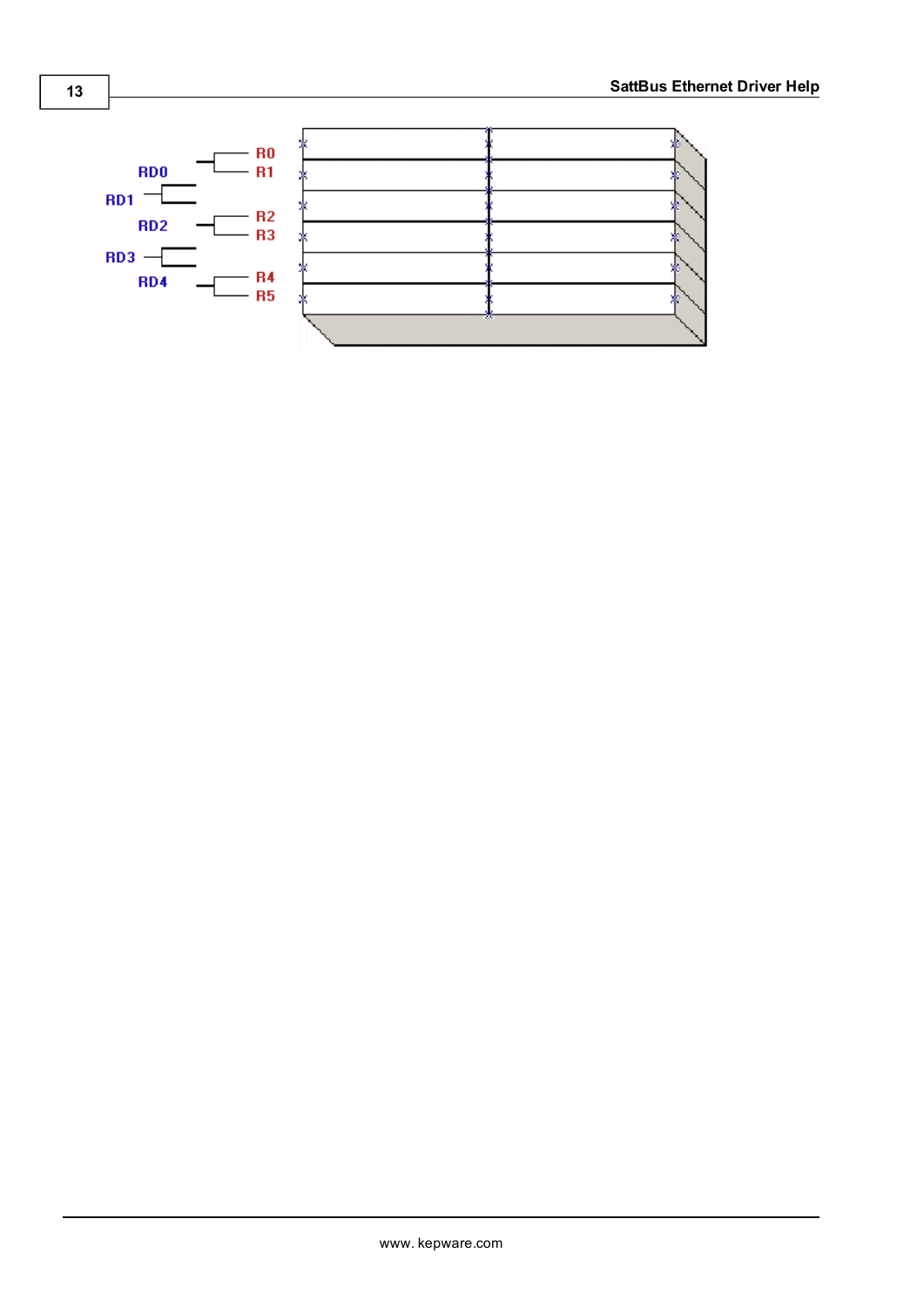RD0
RD1
RD2
RD3
RD4

R0
R1
R2
R3
R4
R5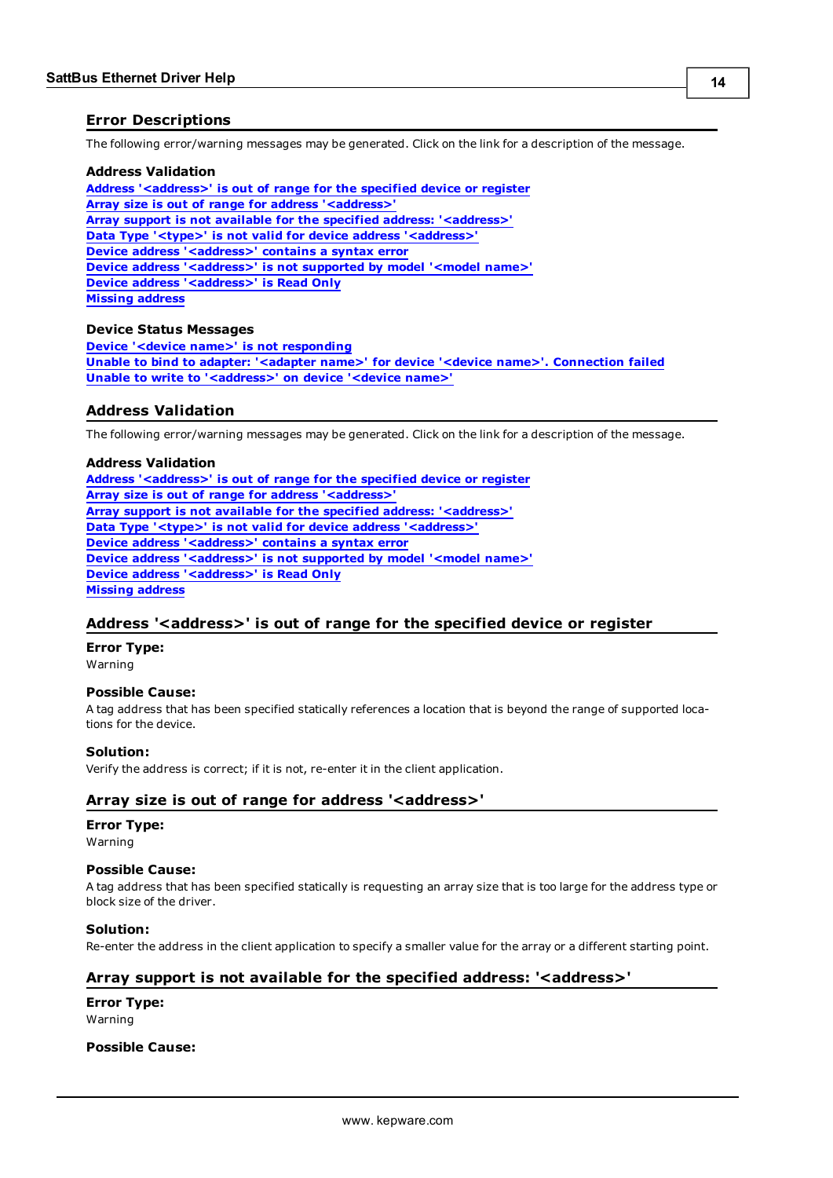## Error Descriptions

The following error/warning messages may be generated. Click on the link for a description of the message.

**Address Validation**
Address '<address>' is out of range for the specified device or register
Array size is out of range for address '<address>'
Array support is not available for the specified address: '<address>'
Data Type '<type>' is not valid for device address '<address>'
Device address '<address>' contains a syntax error
Device address '<address>' is not supported by model '<model name>'
Device address '<address>' is Read Only
Missing address

**Device Status Messages**
Device '<device name>' is not responding
Unable to bind to adapter: '<adapter name>' for device '<device name>'. Connection failed
Unable to write to '<address>' on device '<device name>'

## Address Validation

The following error/warning messages may be generated. Click on the link for a description of the message.

**Address Validation**
Address '<address>' is out of range for the specified device or register
Array size is out of range for address '<address>'
Array support is not available for the specified address: '<address>'
Data Type '<type>' is not valid for device address '<address>'
Device address '<address>' contains a syntax error
Device address '<address>' is not supported by model '<model name>'
Device address '<address>' is Read Only
Missing address

### Address '<address>' is out of range for the specified device or register

**Error Type:**
Warning

**Possible Cause:**
A tag address that has been specified statically references a location that is beyond the range of supported locations for the device.

**Solution:**
Verify the address is correct; if it is not, re-enter it in the client application.

### Array size is out of range for address '<address>'

**Error Type:**
Warning

**Possible Cause:**
A tag address that has been specified statically is requesting an array size that is too large for the address type or block size of the driver.

**Solution:**
Re-enter the address in the client application to specify a smaller value for the array or a different starting point.

### Array support is not available for the specified address: '<address>'

**Error Type:**
Warning

**Possible Cause:**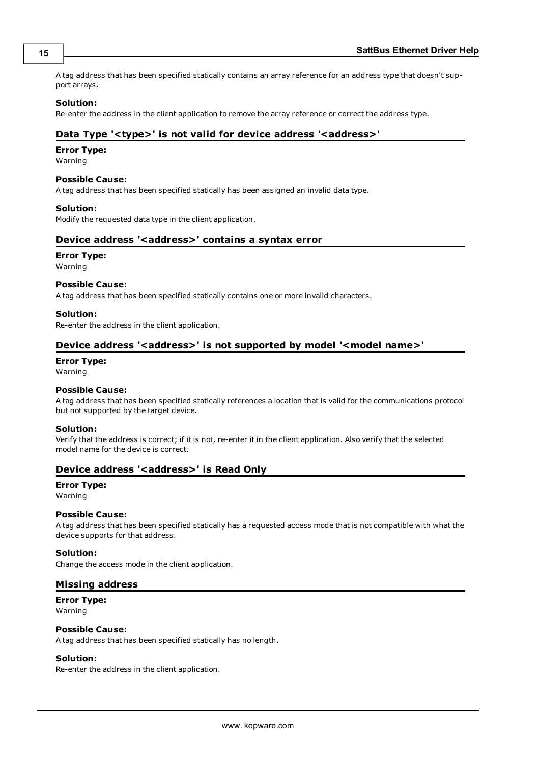A tag address that has been specified statically contains an array reference for an address type that doesn't support arrays.

**Solution:**
Re-enter the address in the client application to remove the array reference or correct the address type.

### Data Type '<type>' is not valid for device address '<address>'

**Error Type:**
Warning

**Possible Cause:**
A tag address that has been specified statically has been assigned an invalid data type.

**Solution:**
Modify the requested data type in the client application.

### Device address '<address>' contains a syntax error

**Error Type:**
Warning

**Possible Cause:**
A tag address that has been specified statically contains one or more invalid characters.

**Solution:**
Re-enter the address in the client application.

### Device address '<address>' is not supported by model '<model name>'

**Error Type:**
Warning

**Possible Cause:**
A tag address that has been specified statically references a location that is valid for the communications protocol but not supported by the target device.

**Solution:**
Verify that the address is correct; if it is not, re-enter it in the client application. Also verify that the selected model name for the device is correct.

### Device address '<address>' is Read Only

**Error Type:**
Warning

**Possible Cause:**
A tag address that has been specified statically has a requested access mode that is not compatible with what the device supports for that address.

**Solution:**
Change the access mode in the client application.

### Missing address

**Error Type:**
Warning

**Possible Cause:**
A tag address that has been specified statically has no length.

**Solution:**
Re-enter the address in the client application.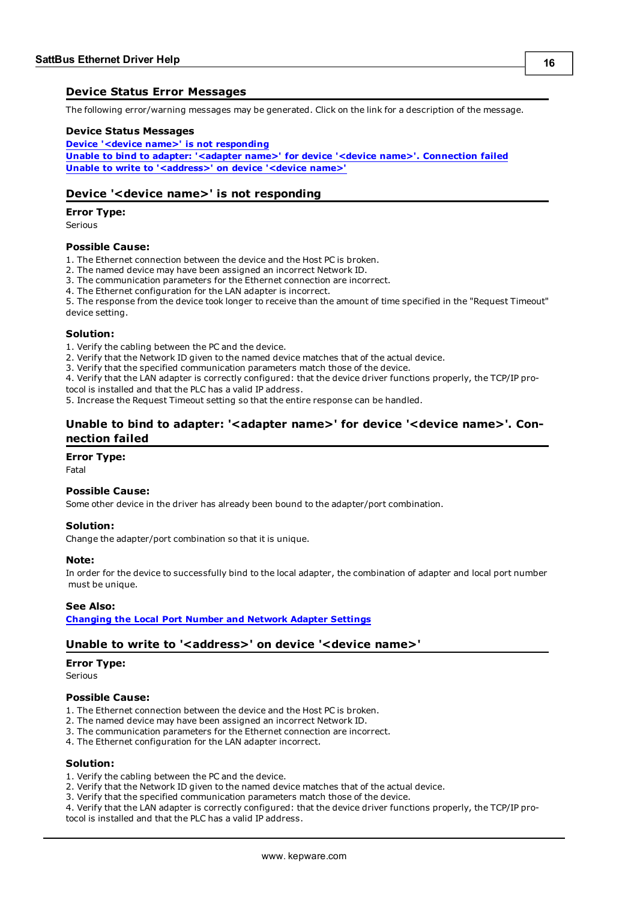## Device Status Error Messages

The following error/warning messages may be generated. Click on the link for a description of the message.

### Device Status Messages

[Device '<device name>' is not responding]
[Unable to bind to adapter: '<adapter name>' for device '<device name>'. Connection failed]
[Unable to write to '<address>' on device '<device name>']

## Device '<device name>' is not responding

### Error Type:

Serious

### Possible Cause:

1. The Ethernet connection between the device and the Host PC is broken.
2. The named device may have been assigned an incorrect Network ID.
3. The communication parameters for the Ethernet connection are incorrect.
4. The Ethernet configuration for the LAN adapter is incorrect.
5. The response from the device took longer to receive than the amount of time specified in the "Request Timeout" device setting.

### Solution:

1. Verify the cabling between the PC and the device.
2. Verify that the Network ID given to the named device matches that of the actual device.
3. Verify that the specified communication parameters match those of the device.
4. Verify that the LAN adapter is correctly configured: that the device driver functions properly, the TCP/IP protocol is installed and that the PLC has a valid IP address.
5. Increase the Request Timeout setting so that the entire response can be handled.

## Unable to bind to adapter: '<adapter name>' for device '<device name>'. Connection failed

### Error Type:

Fatal

### Possible Cause:

Some other device in the driver has already been bound to the adapter/port combination.

### Solution:

Change the adapter/port combination so that it is unique.

### Note:

In order for the device to successfully bind to the local adapter, the combination of adapter and local port number must be unique.

### See Also:

[Changing the Local Port Number and Network Adapter Settings]

## Unable to write to '<address>' on device '<device name>'

### Error Type:

Serious

### Possible Cause:

1. The Ethernet connection between the device and the Host PC is broken.
2. The named device may have been assigned an incorrect Network ID.
3. The communication parameters for the Ethernet connection are incorrect.
4. The Ethernet configuration for the LAN adapter incorrect.

### Solution:

1. Verify the cabling between the PC and the device.
2. Verify that the Network ID given to the named device matches that of the actual device.
3. Verify that the specified communication parameters match those of the device.
4. Verify that the LAN adapter is correctly configured: that the device driver functions properly, the TCP/IP protocol is installed and that the PLC has a valid IP address.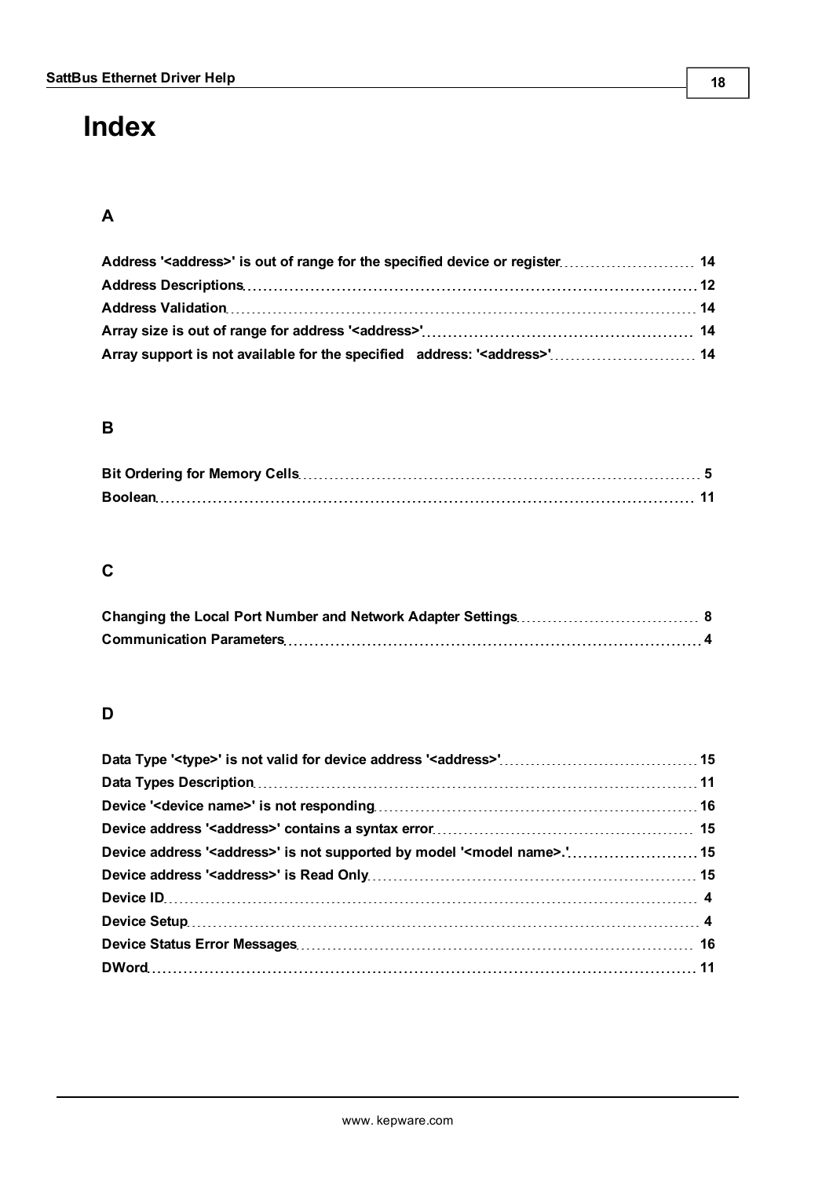# Index

## A

Address '<address>' is out of range for the specified device or register 14
Address Descriptions 12
Address Validation 14
Array size is out of range for address '<address>' 14
Array support is not available for the specified address: '<address>' 14

## B

Bit Ordering for Memory Cells 5
Boolean 11

## C

Changing the Local Port Number and Network Adapter Settings 8
Communication Parameters 4

## D

Data Type '<type>' is not valid for device address '<address>' 15
Data Types Description 11
Device '<device name>' is not responding 16
Device address '<address>' contains a syntax error 15
Device address '<address>' is not supported by model '<model name>.' 15
Device address '<address>' is Read Only 15
Device ID 4
Device Setup 4
Device Status Error Messages 16
DWord 11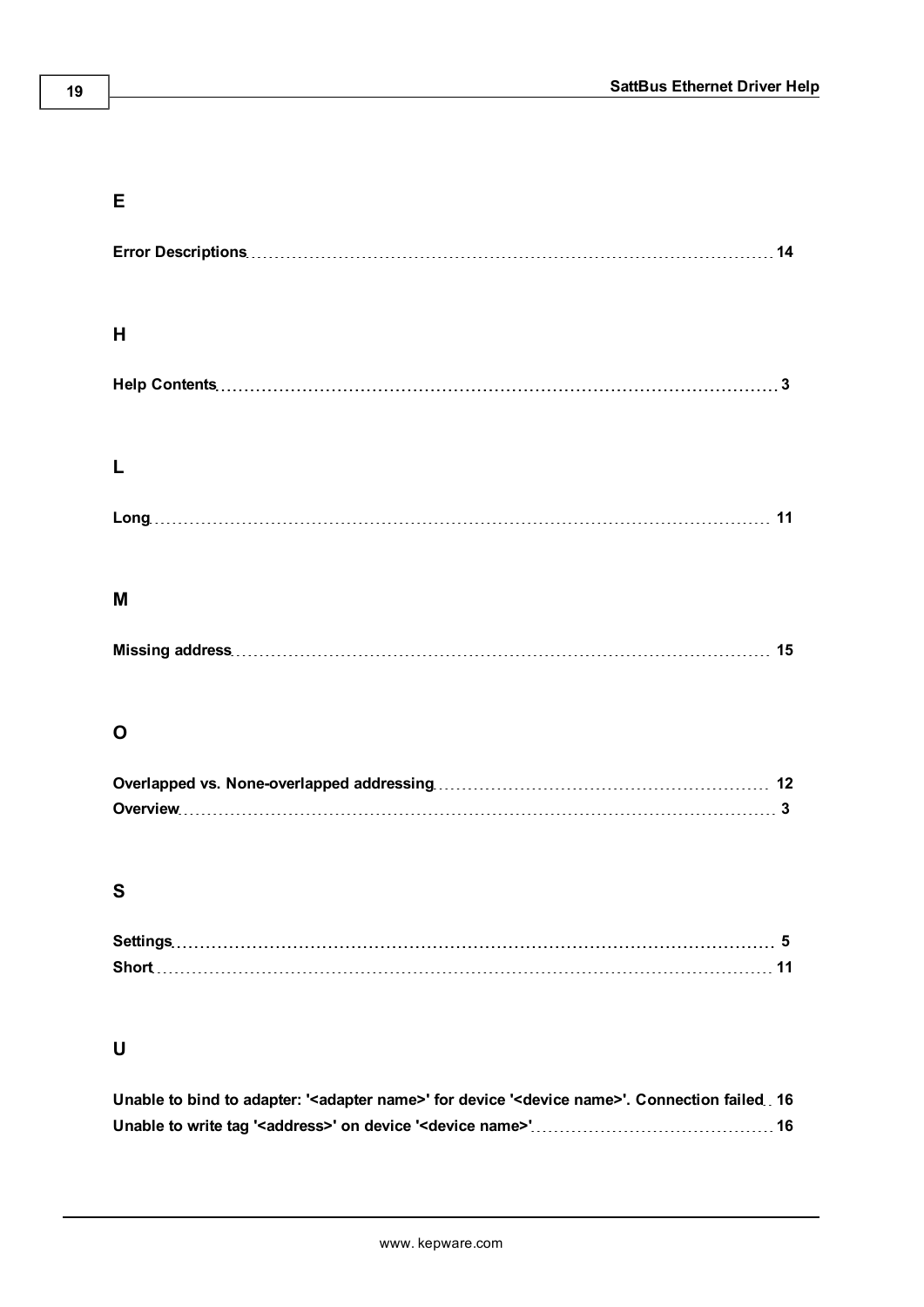## E

**Error Descriptions** 14

## H

**Help Contents** 3

## L

**Long** 11

## M

**Missing address** 15

## O

**Overlapped vs. None-overlapped addressing** 12
**Overview** 3

## S

**Settings** 5
**Short** 11

## U

**Unable to bind to adapter: '<adapter name>' for device '<device name>'. Connection failed** 16
**Unable to write tag '<address>' on device '<device name>'** 16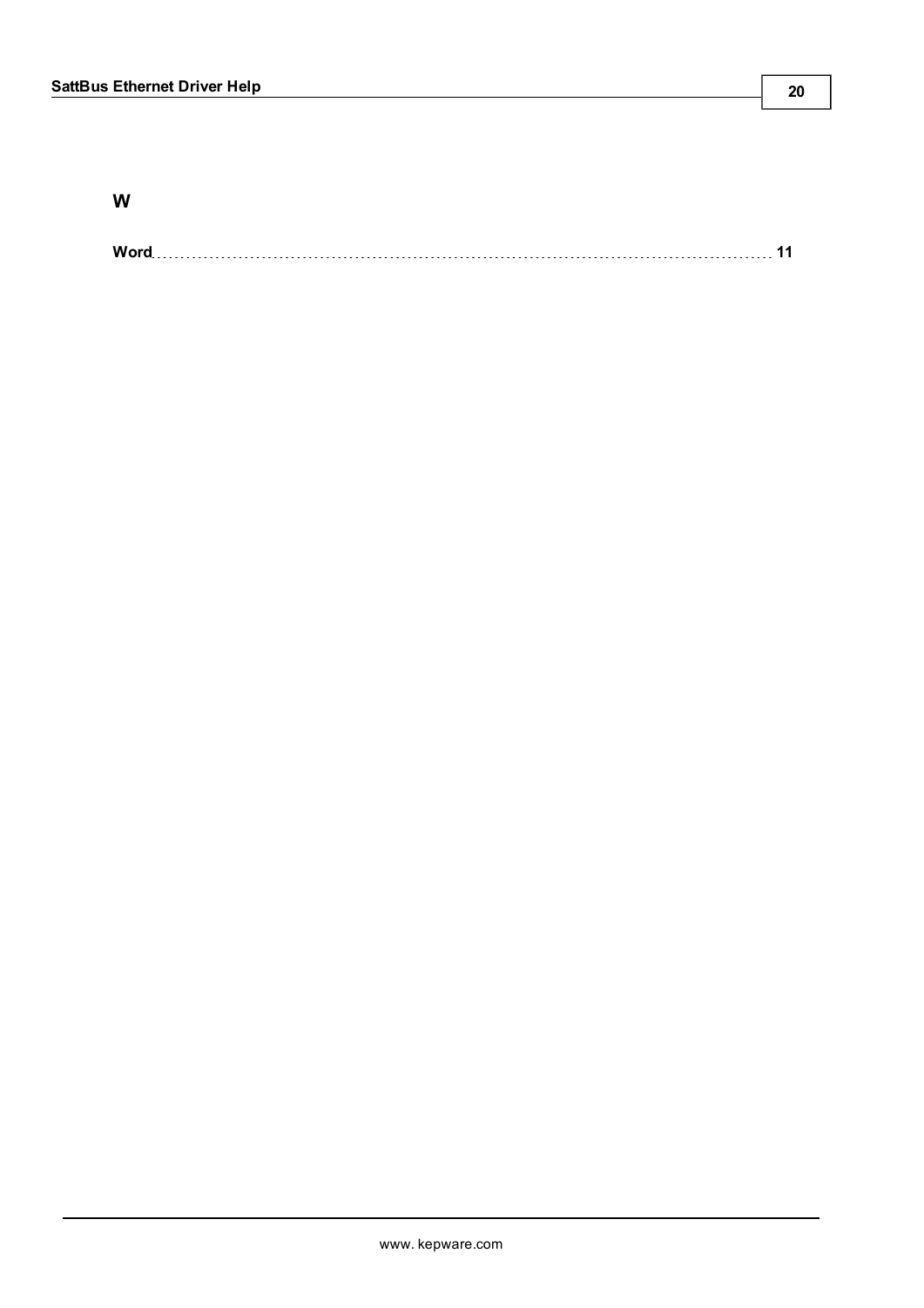## W

**Word** 11